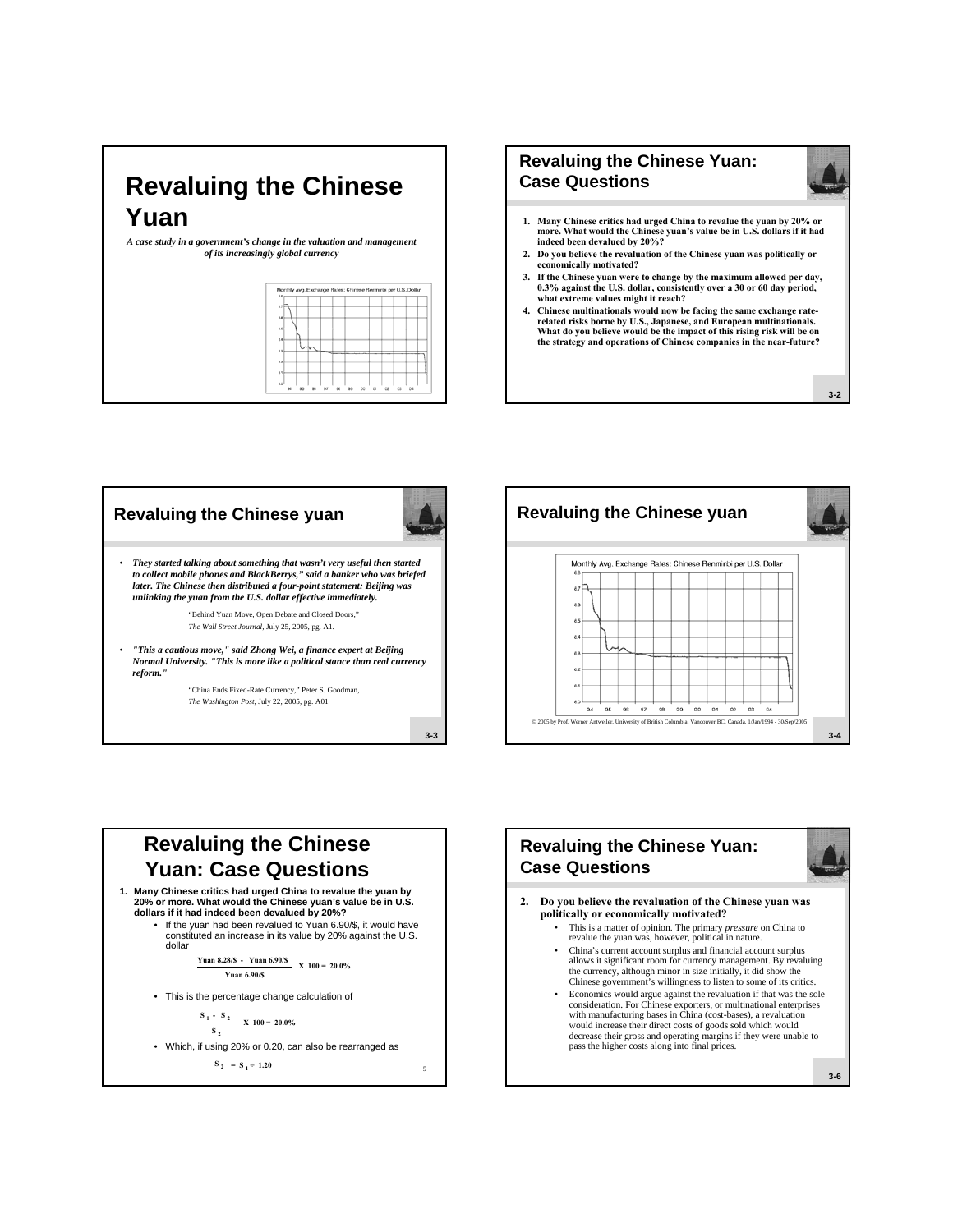# Revaluing the Chinese Yuan

*A case study in a government's change in the valuation and management of its increasingly global currency*

## Revaluing the Chinese Yuan: Case Questions

1. **Many Chinese critics had urged China to revalue the yuan by 20% or more. What would the Chinese yuan's value be in U.S. dollars if it had indeed been devalued by 20%?**
2. **Do you believe the revaluation of the Chinese yuan was politically or economically motivated?**
3. **If the Chinese yuan were to change by the maximum allowed per day, 0.3% against the U.S. dollar, consistently over a 30 or 60 day period, what extreme values might it reach?**
4. **Chinese multinationals would now be facing the same exchange rate-related risks borne by U.S., Japanese, and European multinationals. What do you believe would be the impact of this rising risk will be on the strategy and operations of Chinese companies in the near-future?**

## Revaluing the Chinese yuan

- ***They started talking about something that wasn't very useful then started to collect mobile phones and BlackBerrys," said a banker who was briefed later. The Chinese then distributed a four-point statement: Beijing was unlinking the yuan from the U.S. dollar effective immediately.***

  "Behind Yuan Move, Open Debate and Closed Doors," *The Wall Street Journal*, July 25, 2005, pg. A1.

- ***"This a cautious move," said Zhong Wei, a finance expert at Beijing Normal University. "This is more like a political stance than real currency reform."***

  "China Ends Fixed-Rate Currency," Peter S. Goodman, *The Washington Post*, July 22, 2005, pg. A01

## Revaluing the Chinese yuan

Monthly Avg. Exchange Rates: Chinese Renminbi per U.S. Dollar

© 2005 by Prof. Werner Antweiler, University of British Columbia, Vancouver BC, Canada. 1/Jan/1994 - 30/Sep/2005

## Revaluing the Chinese Yuan: Case Questions

1. **Many Chinese critics had urged China to revalue the yuan by 20% or more. What would the Chinese yuan's value be in U.S. dollars if it had indeed been devalued by 20%?**
   - If the yuan had been revalued to Yuan 6.90/$, it would have constituted an increase in its value by 20% against the U.S. dollar

$$\frac{\text{Yuan } 8.28/\$ - \text{Yuan } 6.90/\$}{\text{Yuan } 6.90/\$} \times 100 = 20.0\%$$

   - This is the percentage change calculation of

$$\frac{S_1 - S_2}{S_2} \times 100 = 20.0\%$$

   - Which, if using 20% or 0.20, can also be rearranged as

$$S_2 = S_1 \div 1.20$$

## Revaluing the Chinese Yuan: Case Questions

2. **Do you believe the revaluation of the Chinese yuan was politically or economically motivated?**
   - This is a matter of opinion. The primary *pressure* on China to revalue the yuan was, however, political in nature.
   - China's current account surplus and financial account surplus allows it significant room for currency management. By revaluing the currency, although minor in size initially, it did show the Chinese government's willingness to listen to some of its critics.
   - Economics would argue against the revaluation if that was the sole consideration. For Chinese exporters, or multinational enterprises with manufacturing bases in China (cost-bases), a revaluation would increase their direct costs of goods sold which would decrease their gross and operating margins if they were unable to pass the higher costs along into final prices.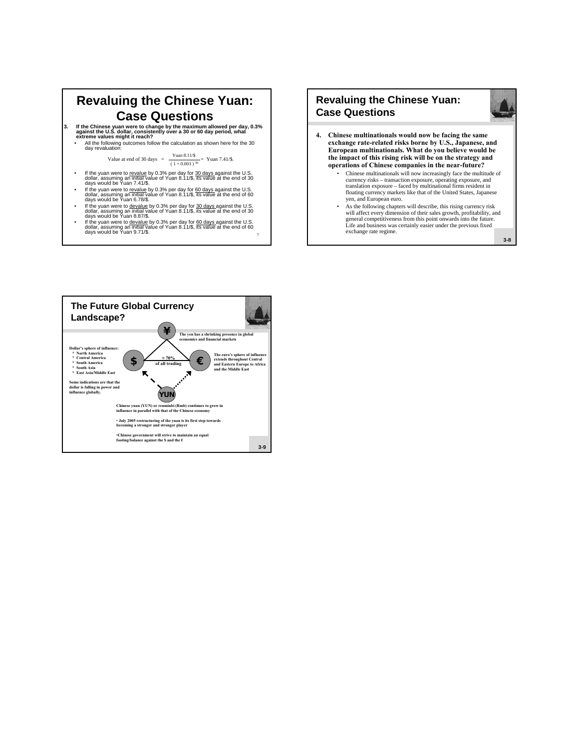# Revaluing the Chinese Yuan: Case Questions

**3. If the Chinese yuan were to change by the maximum allowed per day, 0.3% against the U.S. dollar, consistently over a 30 or 60 day period, what extreme values might it reach?**

- All the following outcomes follow the calculation as shown here for the 30 day revaluation:

$$\text{Value at end of 30 days} = \frac{\text{Yuan 8.11/\$}}{(1 + 0.003)^{30}} = \text{Yuan 7.41/\$.}$$

- If the yuan were to revalue by 0.3% per day for 30 days against the U.S. dollar, assuming an initial value of Yuan 8.11/$, its value at the end of 30 days would be Yuan 7.41/$.
- If the yuan were to revalue by 0.3% per day for 60 days against the U.S. dollar, assuming an initial value of Yuan 8.11/$, its value at the end of 60 days would be Yuan 6.78/$.
- If the yuan were to devalue by 0.3% per day for 30 days against the U.S. dollar, assuming an initial value of Yuan 8.11/$, its value at the end of 30 days would be Yuan 8.87/$.
- If the yuan were to devalue by 0.3% per day for 60 days against the U.S. dollar, assuming an initial value of Yuan 8.11/$, its value at the end of 60 days would be Yuan 9.71/$.

# Revaluing the Chinese Yuan: Case Questions

**4. Chinese multinationals would now be facing the same exchange rate-related risks borne by U.S., Japanese, and European multinationals. What do you believe would be the impact of this rising risk will be on the strategy and operations of Chinese companies in the near-future?**

- Chinese multinationals will now increasingly face the multitude of currency risks – transaction exposure, operating exposure, and translation exposure – faced by multinational firms resident in floating currency markets like that of the United States, Japanese yen, and European euro.
- As the following chapters will describe, this rising currency risk will affect every dimension of their sales growth, profitability, and general competitiveness from this point onwards into the future. Life and business was certainly easier under the previous fixed exchange rate regime.

# The Future Global Currency Landscape?

¥

The yen has a shrinking presence in global economics and financial markets

$

≈ 70% of all trading

€

The euro's sphere of influence extends throughout Central and Eastern Europe to Africa and the Middle East

YUN

Dollar's sphere of influence:
* North America
* Central America
* South America
* South Asia
* East Asia/Middle East

Some indications are that the dollar is falling in power and influence globally.

Chinese yuan (YUN) or renminbi (Rmb) continues to grow in influence in parallel with that of the Chinese economy

• July 2005 restructuring of the yuan is its first step towards becoming a stronger and stronger player

•Chinese government will strive to maintain an equal footing/balance against the $ and the €